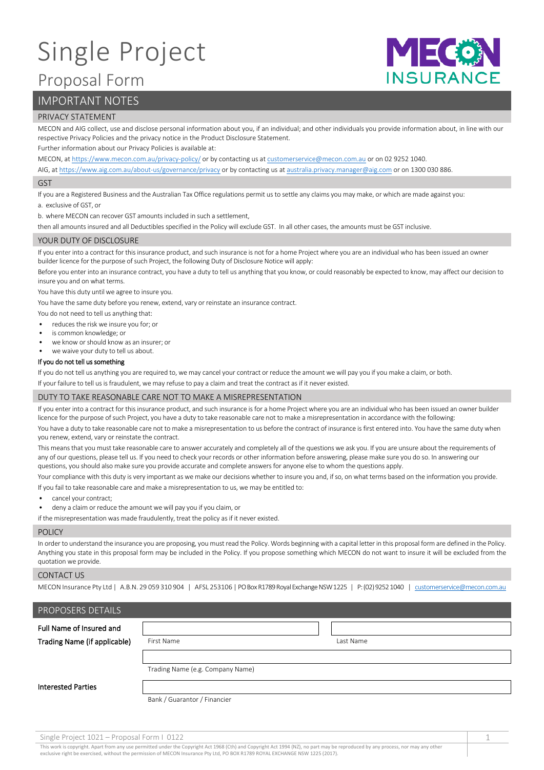# Single Project

## Proposal Form

MECON INSURANCE

## IMPORTANT NOTES

### PRIVACY STATEMENT

MECON and AIG collect, use and disclose personal information about you, if an individual; and other individuals you provide information about, in line with our respective Privacy Policies and the privacy notice in the Product Disclosure Statement.

Further information about our Privacy Policies is available at:

MECON, at https://www.mecon.com.au/privacy-policy/ or by contacting us at customerservice@mecon.com.au or on 02 9252 1040.

AIG, at https://www.aig.com.au/about-us/governance/privacy or by contacting us at australia.privacy.manager@aig.com or on 1300 030 886.

### GST

If you are a Registered Business and the Australian Tax Office regulations permit us to settle any claims you may make, or which are made against you:

a. exclusive of GST, or

b. where MECON can recover GST amounts included in such a settlement,

then all amounts insured and all Deductibles specified in the Policy will exclude GST. In all other cases, the amounts must be GST inclusive.

### YOUR DUTY OF DISCLOSURE

If you enter into a contract for this insurance product, and such insurance is not for a home Project where you are an individual who has been issued an owner builder licence for the purpose of such Project, the following Duty of Disclosure Notice will apply:

Before you enter into an insurance contract, you have a duty to tell us anything that you know, or could reasonably be expected to know, may affect our decision to insure you and on what terms.

You have this duty until we agree to insure you.

You have the same duty before you renew, extend, vary or reinstate an insurance contract.

You do not need to tell us anything that:

- reduces the risk we insure you for; or
- is common knowledge; or
- we know or should know as an insurer; or
- we waive your duty to tell us about.

**If you do not tell us something**

If you do not tell us anything you are required to, we may cancel your contract or reduce the amount we will pay you if you make a claim, or both.

If your failure to tell us is fraudulent, we may refuse to pay a claim and treat the contract as if it never existed.

### DUTY TO TAKE REASONABLE CARE NOT TO MAKE A MISREPRESENTATION

If you enter into a contract for this insurance product, and such insurance is for a home Project where you are an individual who has been issued an owner builder licence for the purpose of such Project, you have a duty to take reasonable care not to make a misrepresentation in accordance with the following:

You have a duty to take reasonable care not to make a misrepresentation to us before the contract of insurance is first entered into. You have the same duty when you renew, extend, vary or reinstate the contract.

This means that you must take reasonable care to answer accurately and completely all of the questions we ask you. If you are unsure about the requirements of any of our questions, please tell us. If you need to check your records or other information before answering, please make sure you do so. In answering our questions, you should also make sure you provide accurate and complete answers for anyone else to whom the questions apply.

Your compliance with this duty is very important as we make our decisions whether to insure you and, if so, on what terms based on the information you provide.

If you fail to take reasonable care and make a misrepresentation to us, we may be entitled to:

- cancel your contract;
- deny a claim or reduce the amount we will pay you if you claim, or

if the misrepresentation was made fraudulently, treat the policy as if it never existed.

### POLICY

In order to understand the insurance you are proposing, you must read the Policy. Words beginning with a capital letter in this proposal form are defined in the Policy. Anything you state in this proposal form may be included in the Policy. If you propose something which MECON do not want to insure it will be excluded from the quotation we provide.

### CONTACT US

MECON Insurance Pty Ltd | A.B.N. 29 059 310 904 | AFSL 253106 | PO Box R1789 Royal Exchange NSW 1225 | P: (02) 9252 1040 | customerservice@mecon.com.au

## PROPOSERS DETAILS

**Full Name of Insured and Trading Name (if applicable)**

First Name: ____________________ Last Name: ____________________

Trading Name (e.g. Company Name): ____________________

**Interested Parties**

Bank / Guarantor / Financier: ____________________

Single Project 1021 – Proposal Form I 0122

This work is copyright. Apart from any use permitted under the Copyright Act 1968 (Cth) and Copyright Act 1994 (NZ), no part may be reproduced by any process, nor may any other exclusive right be exercised, without the permission of MECON Insurance Pty Ltd, PO BOX R1789 ROYAL EXCHANGE NSW 1225 (2017).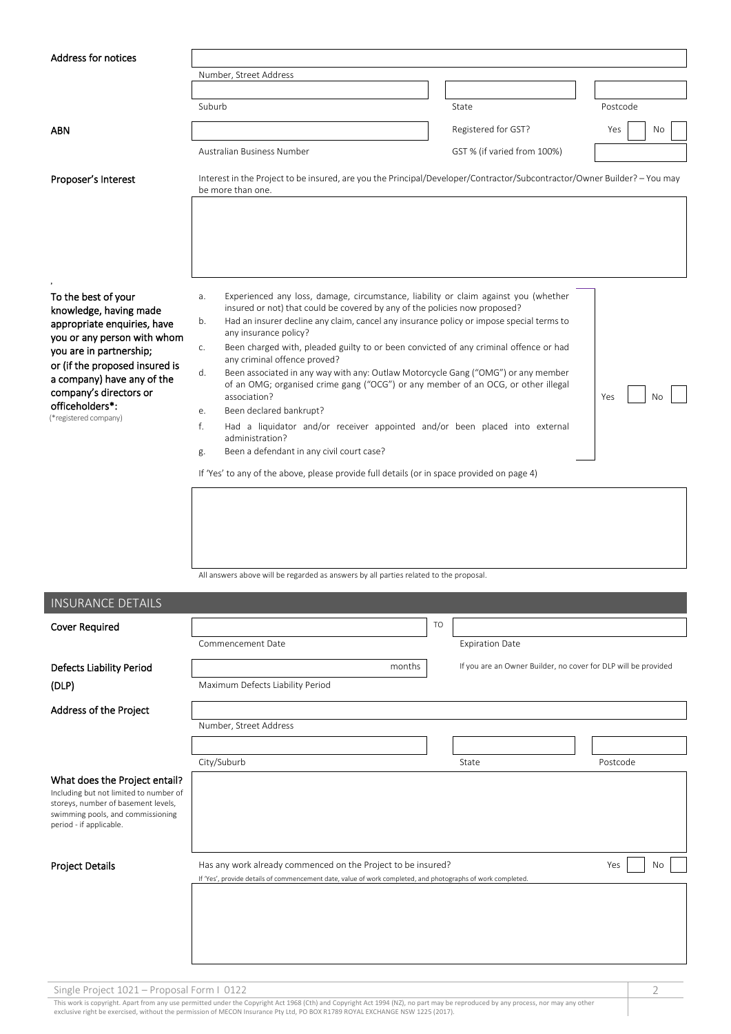**Address for notices**

Number, Street Address

Suburb | State | Postcode

**ABN**

Australian Business Number

Registered for GST? Yes ☐ No ☐

GST % (if varied from 100%)

**Proposer's Interest**

Interest in the Project to be insured, are you the Principal/Developer/Contractor/Subcontractor/Owner Builder? – You may be more than one.

**To the best of your knowledge, having made appropriate enquiries, have you or any person with whom you are in partnership; or (if the proposed insured is a company) have any of the company's directors or officeholders*:**
(*registered company)

a. Experienced any loss, damage, circumstance, liability or claim against you (whether insured or not) that could be covered by any of the policies now proposed?
b. Had an insurer decline any claim, cancel any insurance policy or impose special terms to any insurance policy?
c. Been charged with, pleaded guilty to or been convicted of any criminal offence or had any criminal offence proved?
d. Been associated in any way with any: Outlaw Motorcycle Gang ("OMG") or any member of an OMG; organised crime gang ("OCG") or any member of an OCG, or other illegal association?
e. Been declared bankrupt?
f. Had a liquidator and/or receiver appointed and/or been placed into external administration?
g. Been a defendant in any civil court case?

Yes ☐ No ☐

If 'Yes' to any of the above, please provide full details (or in space provided on page 4)

All answers above will be regarded as answers by all parties related to the proposal.

## INSURANCE DETAILS

**Cover Required**

Commencement Date TO Expiration Date

**Defects Liability Period (DLP)**

months

Maximum Defects Liability Period

If you are an Owner Builder, no cover for DLP will be provided

**Address of the Project**

Number, Street Address

City/Suburb | State | Postcode

**What does the Project entail?**
Including but not limited to number of storeys, number of basement levels, swimming pools, and commissioning period - if applicable.

**Project Details**

Has any work already commenced on the Project to be insured? Yes ☐ No ☐

If 'Yes', provide details of commencement date, value of work completed, and photographs of work completed.

Single Project 1021 – Proposal Form I 0122

This work is copyright. Apart from any use permitted under the Copyright Act 1968 (Cth) and Copyright Act 1994 (NZ), no part may be reproduced by any process, nor may any other exclusive right be exercised, without the permission of MECON Insurance Pty Ltd, PO BOX R1789 ROYAL EXCHANGE NSW 1225 (2017).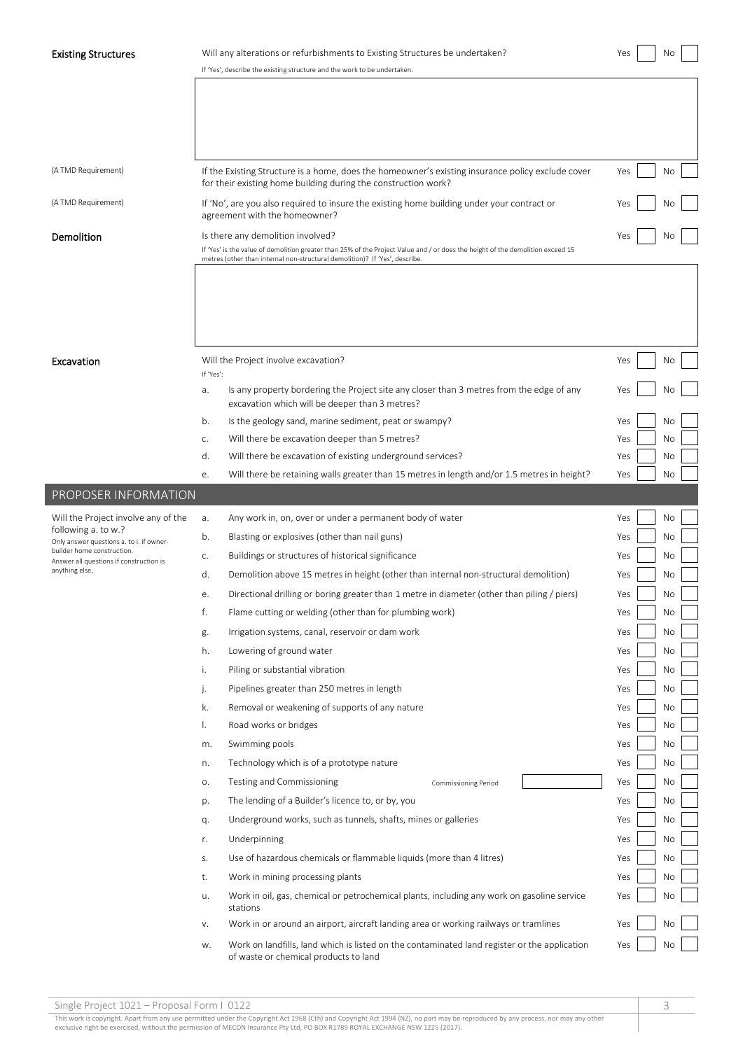**Existing Structures**

Will any alterations or refurbishments to Existing Structures be undertaken? Yes ☐ No ☐

If 'Yes', describe the existing structure and the work to be undertaken.

(A TMD Requirement) If the Existing Structure is a home, does the homeowner's existing insurance policy exclude cover for their existing home building during the construction work? Yes ☐ No ☐

(A TMD Requirement) If 'No', are you also required to insure the existing home building under your contract or agreement with the homeowner? Yes ☐ No ☐

**Demolition**

Is there any demolition involved? Yes ☐ No ☐

If 'Yes' is the value of demolition greater than 25% of the Project Value and / or does the height of the demolition exceed 15 metres (other than internal non-structural demolition)? If 'Yes', describe.

**Excavation**

Will the Project involve excavation? Yes ☐ No ☐

If 'Yes':

| | | Yes | No |
|---|---|---|---|
| a. | Is any property bordering the Project site any closer than 3 metres from the edge of any excavation which will be deeper than 3 metres? | ☐ | ☐ |
| b. | Is the geology sand, marine sediment, peat or swampy? | ☐ | ☐ |
| c. | Will there be excavation deeper than 5 metres? | ☐ | ☐ |
| d. | Will there be excavation of existing underground services? | ☐ | ☐ |
| e. | Will there be retaining walls greater than 15 metres in length and/or 1.5 metres in height? | ☐ | ☐ |

## PROPOSER INFORMATION

Will the Project involve any of the following a. to w.?
Only answer questions a. to i. if owner-builder home construction.
Answer all questions if construction is anything else.

| | | Yes | No |
|---|---|---|---|
| a. | Any work in, on, over or under a permanent body of water | ☐ | ☐ |
| b. | Blasting or explosives (other than nail guns) | ☐ | ☐ |
| c. | Buildings or structures of historical significance | ☐ | ☐ |
| d. | Demolition above 15 metres in height (other than internal non-structural demolition) | ☐ | ☐ |
| e. | Directional drilling or boring greater than 1 metre in diameter (other than piling / piers) | ☐ | ☐ |
| f. | Flame cutting or welding (other than for plumbing work) | ☐ | ☐ |
| g. | Irrigation systems, canal, reservoir or dam work | ☐ | ☐ |
| h. | Lowering of ground water | ☐ | ☐ |
| i. | Piling or substantial vibration | ☐ | ☐ |
| j. | Pipelines greater than 250 metres in length | ☐ | ☐ |
| k. | Removal or weakening of supports of any nature | ☐ | ☐ |
| l. | Road works or bridges | ☐ | ☐ |
| m. | Swimming pools | ☐ | ☐ |
| n. | Technology which is of a prototype nature | ☐ | ☐ |
| o. | Testing and Commissioning — Commissioning Period: ______ | ☐ | ☐ |
| p. | The lending of a Builder's licence to, or by, you | ☐ | ☐ |
| q. | Underground works, such as tunnels, shafts, mines or galleries | ☐ | ☐ |
| r. | Underpinning | ☐ | ☐ |
| s. | Use of hazardous chemicals or flammable liquids (more than 4 litres) | ☐ | ☐ |
| t. | Work in mining processing plants | ☐ | ☐ |
| u. | Work in oil, gas, chemical or petrochemical plants, including any work on gasoline service stations | ☐ | ☐ |
| v. | Work in or around an airport, aircraft landing area or working railways or tramlines | ☐ | ☐ |
| w. | Work on landfills, land which is listed on the contaminated land register or the application of waste or chemical products to land | ☐ | ☐ |

Single Project 1021 – Proposal Form I 0122

This work is copyright. Apart from any use permitted under the Copyright Act 1968 (Cth) and Copyright Act 1994 (NZ), no part may be reproduced by any process, nor may any other exclusive right be exercised, without the permission of MECON Insurance Pty Ltd, PO BOX R1789 ROYAL EXCHANGE NSW 1225 (2017).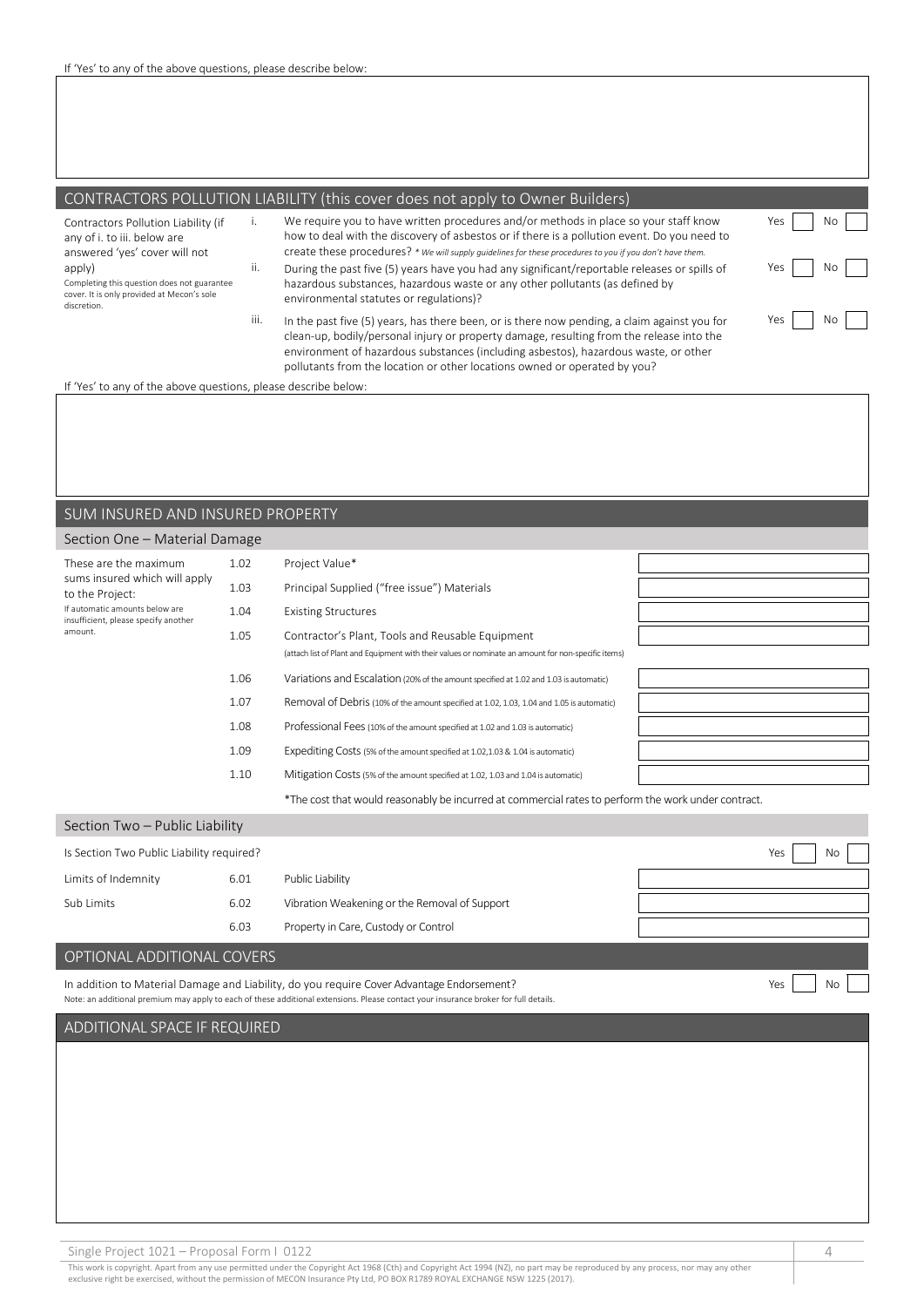If 'Yes' to any of the above questions, please describe below:

&nbsp;

## CONTRACTORS POLLUTION LIABILITY (this cover does not apply to Owner Builders)

Contractors Pollution Liability (if any of i. to iii. below are answered 'yes' cover will not apply)
Completing this question does not guarantee cover. It is only provided at Mecon's sole discretion.

| | | |
|---|---|---|
| i. | We require you to have written procedures and/or methods in place so your staff know how to deal with the discovery of asbestos or if there is a pollution event. Do you need to create these procedures? *\* We will supply guidelines for these procedures to you if you don't have them.* | Yes ☐ No ☐ |
| ii. | During the past five (5) years have you had any significant/reportable releases or spills of hazardous substances, hazardous waste or any other pollutants (as defined by environmental statutes or regulations)? | Yes ☐ No ☐ |
| iii. | In the past five (5) years, has there been, or is there now pending, a claim against you for clean-up, bodily/personal injury or property damage, resulting from the release into the environment of hazardous substances (including asbestos), hazardous waste, or other pollutants from the location or other locations owned or operated by you? | Yes ☐ No ☐ |

If 'Yes' to any of the above questions, please describe below:

&nbsp;

## SUM INSURED AND INSURED PROPERTY

### Section One – Material Damage

These are the maximum sums insured which will apply to the Project:
If automatic amounts below are insufficient, please specify another amount.

| | | |
|---|---|---|
| 1.02 | Project Value* | |
| 1.03 | Principal Supplied ("free issue") Materials | |
| 1.04 | Existing Structures | |
| 1.05 | Contractor's Plant, Tools and Reusable Equipment (attach list of Plant and Equipment with their values or nominate an amount for non-specific items) | |
| 1.06 | Variations and Escalation (20% of the amount specified at 1.02 and 1.03 is automatic) | |
| 1.07 | Removal of Debris (10% of the amount specified at 1.02, 1.03, 1.04 and 1.05 is automatic) | |
| 1.08 | Professional Fees (10% of the amount specified at 1.02 and 1.03 is automatic) | |
| 1.09 | Expediting Costs (5% of the amount specified at 1.02, 1.03 & 1.04 is automatic) | |
| 1.10 | Mitigation Costs (5% of the amount specified at 1.02, 1.03 and 1.04 is automatic) | |

*The cost that would reasonably be incurred at commercial rates to perform the work under contract.

### Section Two – Public Liability

Is Section Two Public Liability required? Yes ☐ No ☐

| | | | |
|---|---|---|---|
| Limits of Indemnity | 6.01 | Public Liability | |
| Sub Limits | 6.02 | Vibration Weakening or the Removal of Support | |
| | 6.03 | Property in Care, Custody or Control | |

## OPTIONAL ADDITIONAL COVERS

In addition to Material Damage and Liability, do you require Cover Advantage Endorsement? Yes ☐ No ☐

Note: an additional premium may apply to each of these additional extensions. Please contact your insurance broker for full details.

## ADDITIONAL SPACE IF REQUIRED

&nbsp;

Single Project 1021 – Proposal Form I 0122

This work is copyright. Apart from any use permitted under the Copyright Act 1968 (Cth) and Copyright Act 1994 (NZ), no part may be reproduced by any process, nor may any other exclusive right be exercised, without the permission of MECON Insurance Pty Ltd, PO BOX R1789 ROYAL EXCHANGE NSW 1225 (2017).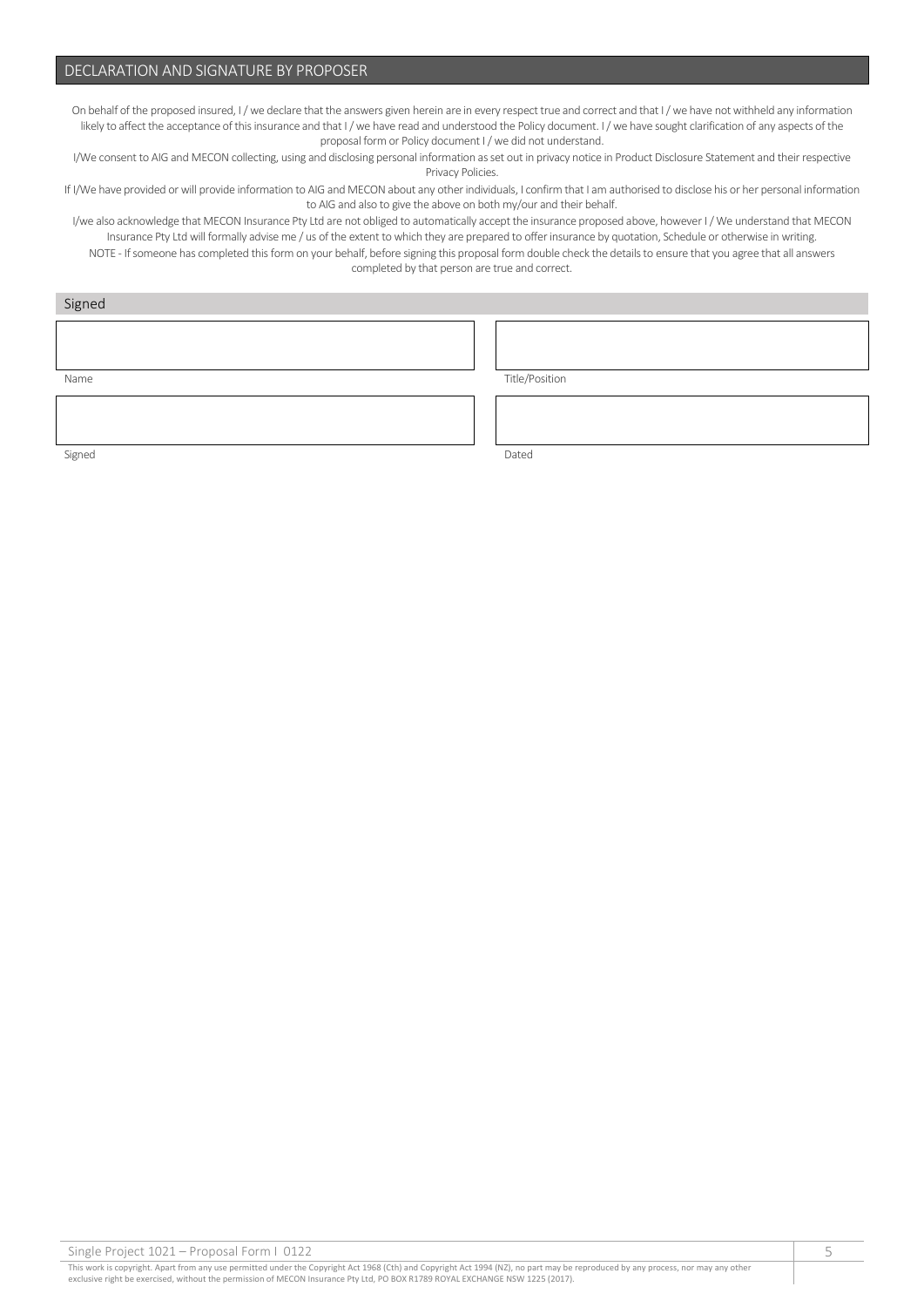## DECLARATION AND SIGNATURE BY PROPOSER

On behalf of the proposed insured, I / we declare that the answers given herein are in every respect true and correct and that I / we have not withheld any information likely to affect the acceptance of this insurance and that I / we have read and understood the Policy document. I / we have sought clarification of any aspects of the proposal form or Policy document I / we did not understand.

I/We consent to AIG and MECON collecting, using and disclosing personal information as set out in privacy notice in Product Disclosure Statement and their respective Privacy Policies.

If I/We have provided or will provide information to AIG and MECON about any other individuals, I confirm that I am authorised to disclose his or her personal information to AIG and also to give the above on both my/our and their behalf.

I/we also acknowledge that MECON Insurance Pty Ltd are not obliged to automatically accept the insurance proposed above, however I / We understand that MECON Insurance Pty Ltd will formally advise me / us of the extent to which they are prepared to offer insurance by quotation, Schedule or otherwise in writing.

NOTE - If someone has completed this form on your behalf, before signing this proposal form double check the details to ensure that you agree that all answers completed by that person are true and correct.

### Signed

| | |
|---|---|
| | |
| Name | Title/Position |
| | |
| Signed | Dated |

This work is copyright. Apart from any use permitted under the Copyright Act 1968 (Cth) and Copyright Act 1994 (NZ), no part may be reproduced by any process, nor may any other exclusive right be exercised, without the permission of MECON Insurance Pty Ltd, PO BOX R1789 ROYAL EXCHANGE NSW 1225 (2017).